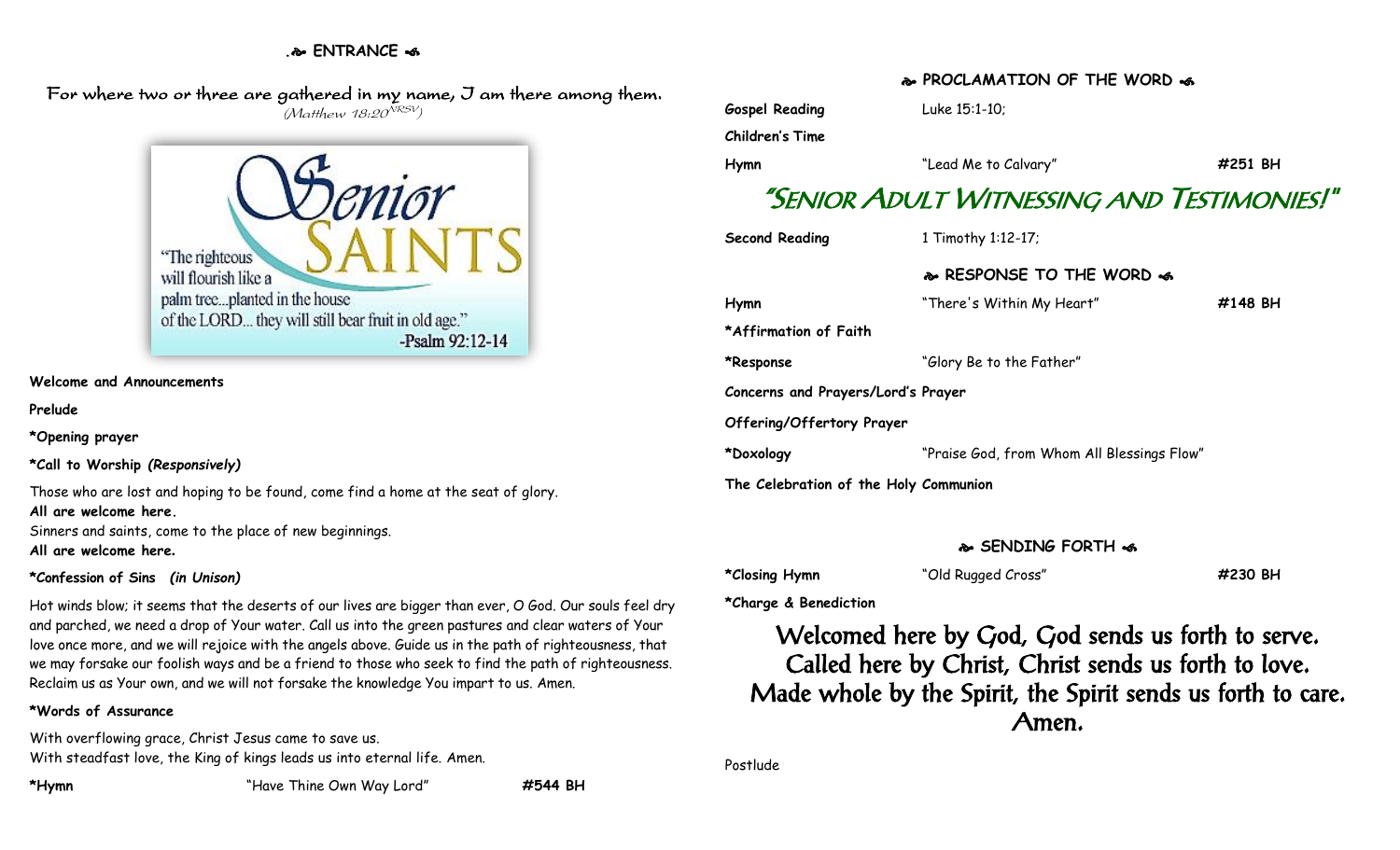## ENTRANCE

For where two or three are gathered in my name, I am there among them.
*(Matthew 18:20 NRSV)*

Senior SAINTS

"The righteous will flourish like a palm tree...planted in the house of the LORD... they will still bear fruit in old age."
-Psalm 92:12-14

**Welcome and Announcements**

**Prelude**

**\*Opening prayer**

**\*Call to Worship *(Responsively)***

Those who are lost and hoping to be found, come find a home at the seat of glory.
**All are welcome here.**
Sinners and saints, come to the place of new beginnings.
**All are welcome here.**

**\*Confession of Sins *(in Unison)***

Hot winds blow; it seems that the deserts of our lives are bigger than ever, O God. Our souls feel dry and parched, we need a drop of Your water. Call us into the green pastures and clear waters of Your love once more, and we will rejoice with the angels above. Guide us in the path of righteousness, that we may forsake our foolish ways and be a friend to those who seek to find the path of righteousness. Reclaim us as Your own, and we will not forsake the knowledge You impart to us. Amen.

**\*Words of Assurance**

With overflowing grace, Christ Jesus came to save us.
With steadfast love, the King of kings leads us into eternal life. Amen.

**\*Hymn** "Have Thine Own Way Lord" **#544 BH**

## PROCLAMATION OF THE WORD

**Gospel Reading** Luke 15:1-10;

**Children's Time**

**Hymn** "Lead Me to Calvary" **#251 BH**

# "Senior Adult Witnessing and Testimonies!"

**Second Reading** 1 Timothy 1:12-17;

## RESPONSE TO THE WORD

**Hymn** "There's Within My Heart" **#148 BH**

**\*Affirmation of Faith**

**\*Response** "Glory Be to the Father"

**Concerns and Prayers/Lord's Prayer**

**Offering/Offertory Prayer**

**\*Doxology** "Praise God, from Whom All Blessings Flow"

**The Celebration of the Holy Communion**

## SENDING FORTH

**\*Closing Hymn** "Old Rugged Cross" **#230 BH**

**\*Charge & Benediction**

Welcomed here by God, God sends us forth to serve.
Called here by Christ, Christ sends us forth to love.
Made whole by the Spirit, the Spirit sends us forth to care.
Amen.

Postlude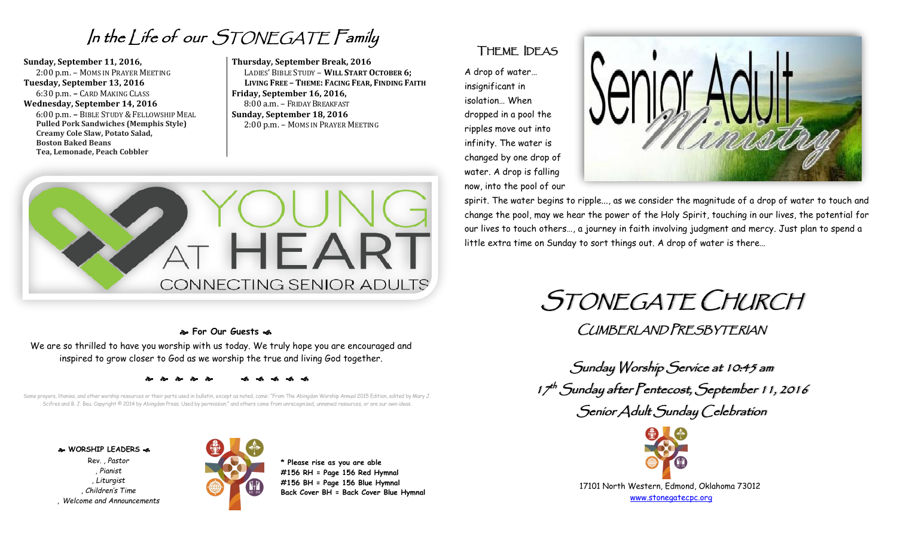# In the Life of our STONEGATE Family

**Sunday, September 11, 2016,**
2:00 p.m. – Moms in Prayer Meeting
**Tuesday, September 13, 2016**
6:30 p.m. – Card Making Class
**Wednesday, September 14, 2016**
6:00 p.m. – Bible Study & Fellowship Meal
**Pulled Pork Sandwiches (Memphis Style)**
**Creamy Cole Slaw, Potato Salad,**
**Boston Baked Beans**
**Tea, Lemonade, Peach Cobbler**

**Thursday, September Break, 2016**
Ladies' Bible Study – **Will Start October 6; Living Free – Theme: Facing Fear, Finding Faith**
**Friday, September 16, 2016,**
8:00 a.m. – Friday Breakfast
**Sunday, September 18, 2016**
2:00 p.m. – Moms in Prayer Meeting

YOUNG AT HEART
CONNECTING SENIOR ADULTS

**For Our Guests**

We are so thrilled to have you worship with us today. We truly hope you are encouraged and inspired to grow closer to God as we worship the true and living God together.

Some prayers, litanies, and other worship resources or their parts used in bulletin, except as noted, come: "From The Abingdon Worship Annual 2015 Edition, edited by Mary J. Scifres and B. J. Beu. Copyright © 2014 by Abingdon Press. Used by permission." and others come from unrecognized, unnamed resources, or are our own ideas.

**WORSHIP LEADERS**

*Rev. , Pastor*
*, Pianist*
*, Liturgist*
*, Children's Time*
*, Welcome and Announcements*

**\* Please rise as you are able**
**#156 RH = Page 156 Red Hymnal**
**#156 BH = Page 156 Blue Hymnal**
**Back Cover BH = Back Cover Blue Hymnal**

## Theme Ideas

A drop of water… insignificant in isolation… When dropped in a pool the ripples move out into infinity. The water is changed by one drop of water. A drop is falling now, into the pool of our spirit. The water begins to ripple…, as we consider the magnitude of a drop of water to touch and change the pool, may we hear the power of the Holy Spirit, touching in our lives, the potential for our lives to touch others…, a journey in faith involving judgment and mercy. Just plan to spend a little extra time on Sunday to sort things out. A drop of water is there…

Senior Adult Ministry

# STONEGATE CHURCH

## CUMBERLAND PRESBYTERIAN

*Sunday Worship Service at 10:45 am*

*17th Sunday after Pentecost, September 11, 2016*

*Senior Adult Sunday Celebration*

17101 North Western, Edmond, Oklahoma 73012
www.stonegatecpc.org